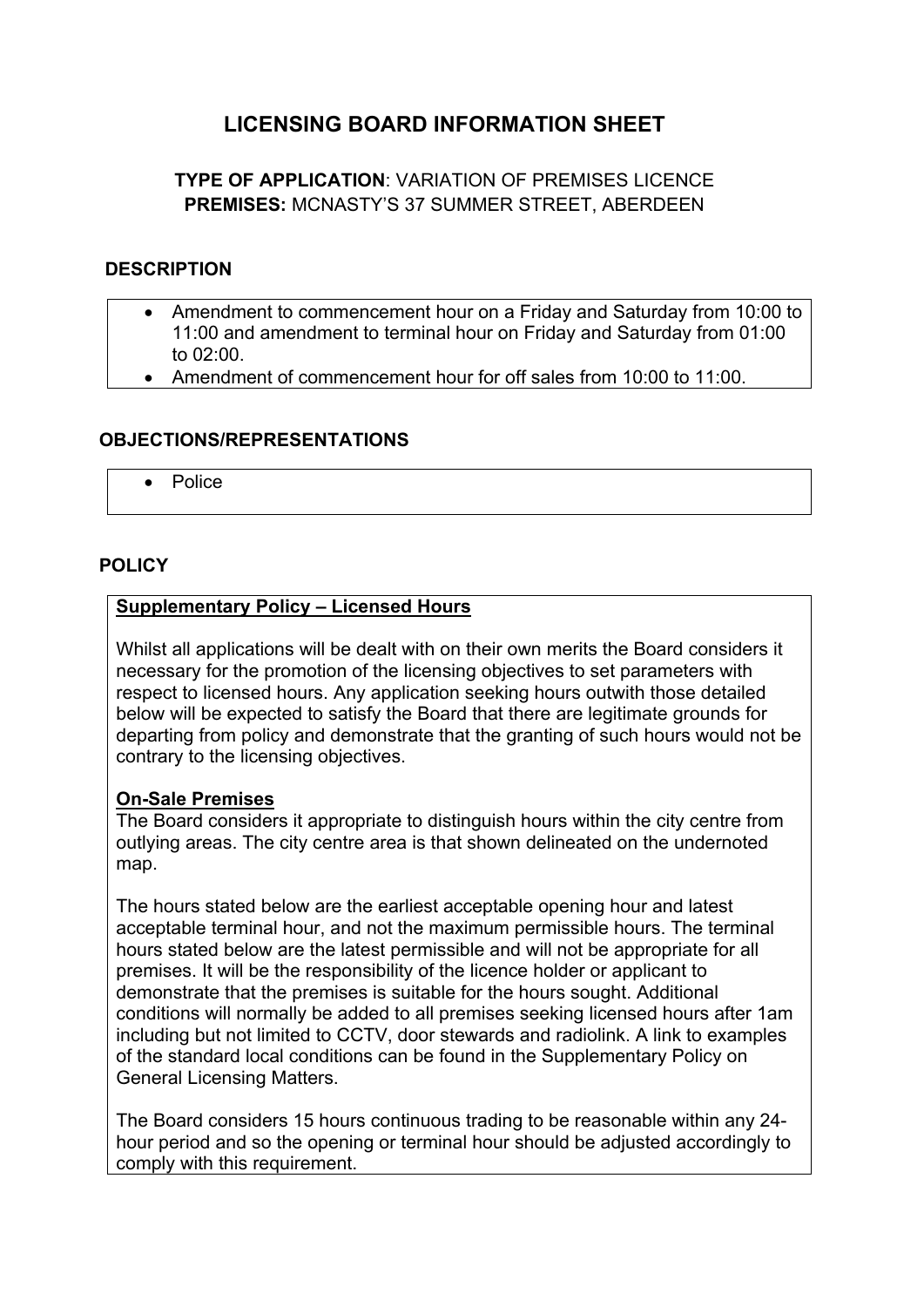# LICENSING BOARD INFORMATION SHEET

**TYPE OF APPLICATION**: VARIATION OF PREMISES LICENCE
**PREMISES:** MCNASTY'S 37 SUMMER STREET, ABERDEEN

## DESCRIPTION

- Amendment to commencement hour on a Friday and Saturday from 10:00 to 11:00 and amendment to terminal hour on Friday and Saturday from 01:00 to 02:00.
- Amendment of commencement hour for off sales from 10:00 to 11:00.

## OBJECTIONS/REPRESENTATIONS

- Police

## POLICY

**Supplementary Policy – Licensed Hours**

Whilst all applications will be dealt with on their own merits the Board considers it necessary for the promotion of the licensing objectives to set parameters with respect to licensed hours. Any application seeking hours outwith those detailed below will be expected to satisfy the Board that there are legitimate grounds for departing from policy and demonstrate that the granting of such hours would not be contrary to the licensing objectives.

**On-Sale Premises**

The Board considers it appropriate to distinguish hours within the city centre from outlying areas. The city centre area is that shown delineated on the undernoted map.

The hours stated below are the earliest acceptable opening hour and latest acceptable terminal hour, and not the maximum permissible hours. The terminal hours stated below are the latest permissible and will not be appropriate for all premises. It will be the responsibility of the licence holder or applicant to demonstrate that the premises is suitable for the hours sought. Additional conditions will normally be added to all premises seeking licensed hours after 1am including but not limited to CCTV, door stewards and radiolink. A link to examples of the standard local conditions can be found in the Supplementary Policy on General Licensing Matters.

The Board considers 15 hours continuous trading to be reasonable within any 24-hour period and so the opening or terminal hour should be adjusted accordingly to comply with this requirement.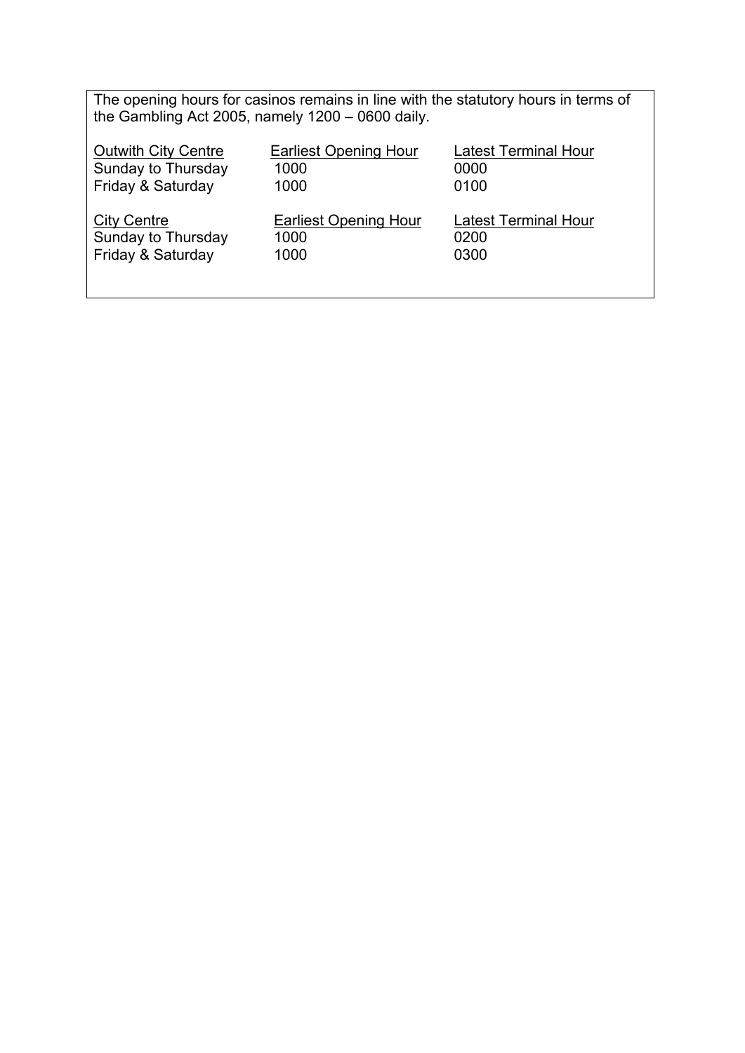The opening hours for casinos remains in line with the statutory hours in terms of the Gambling Act 2005, namely 1200 – 0600 daily.

| Outwith City Centre | Earliest Opening Hour | Latest Terminal Hour |
|---|---|---|
| Sunday to Thursday | 1000 | 0000 |
| Friday & Saturday | 1000 | 0100 |

| City Centre | Earliest Opening Hour | Latest Terminal Hour |
|---|---|---|
| Sunday to Thursday | 1000 | 0200 |
| Friday & Saturday | 1000 | 0300 |